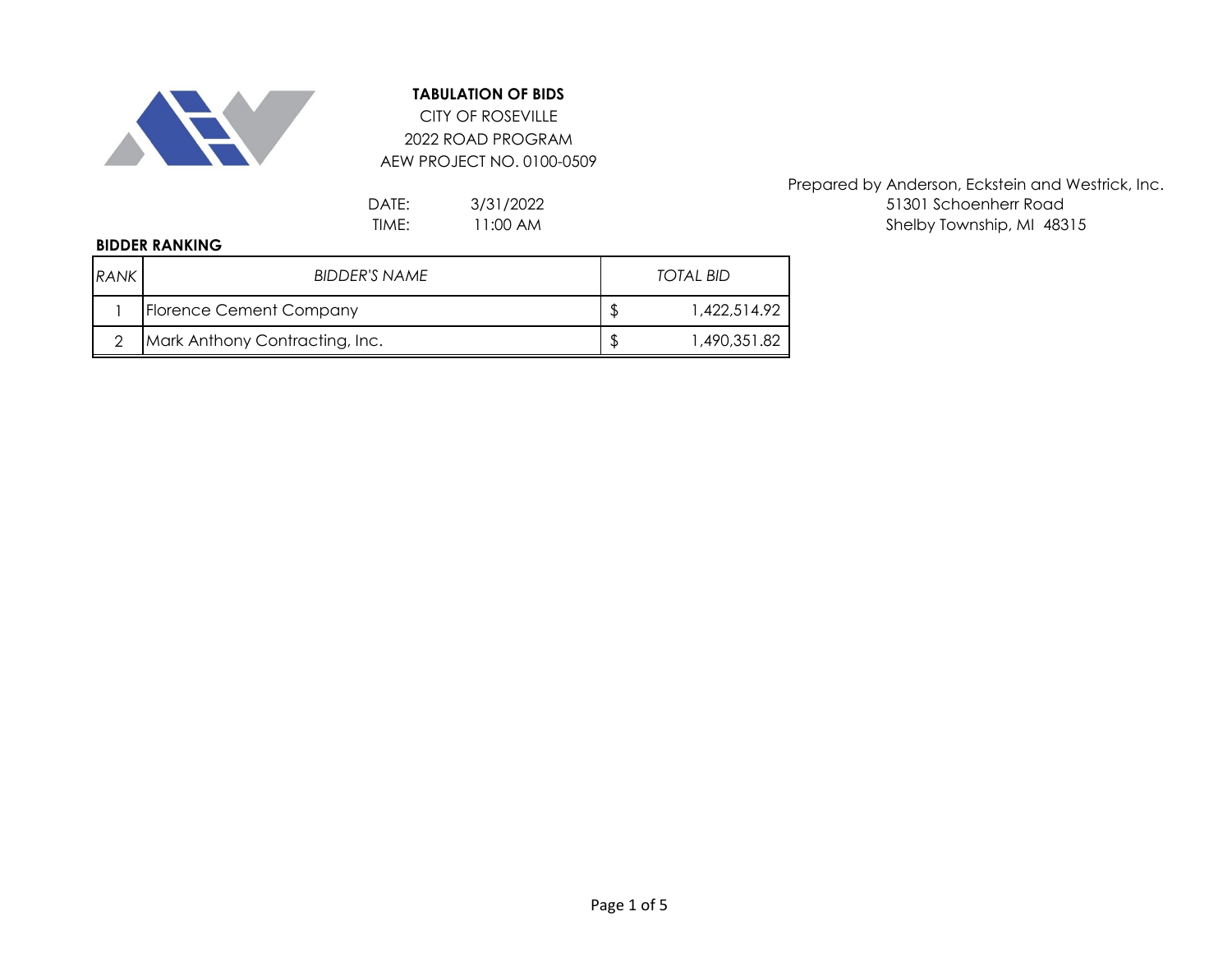# TABULATION OF BIDS

CITY OF ROSEVILLE

2022 ROAD PROGRAM

AEW PROJECT NO. 0100-0509

DATE: 3/31/2022

TIME: 11:00 AM

Prepared by Anderson, Eckstein and Westrick, Inc.
51301 Schoenherr Road
Shelby Township, MI 48315

**BIDDER RANKING**

| *RANK* | *BIDDER'S NAME* | *TOTAL BID* |
|---|---|---|
| 1 | Florence Cement Company | $ 1,422,514.92 |
| 2 | Mark Anthony Contracting, Inc. | $ 1,490,351.82 |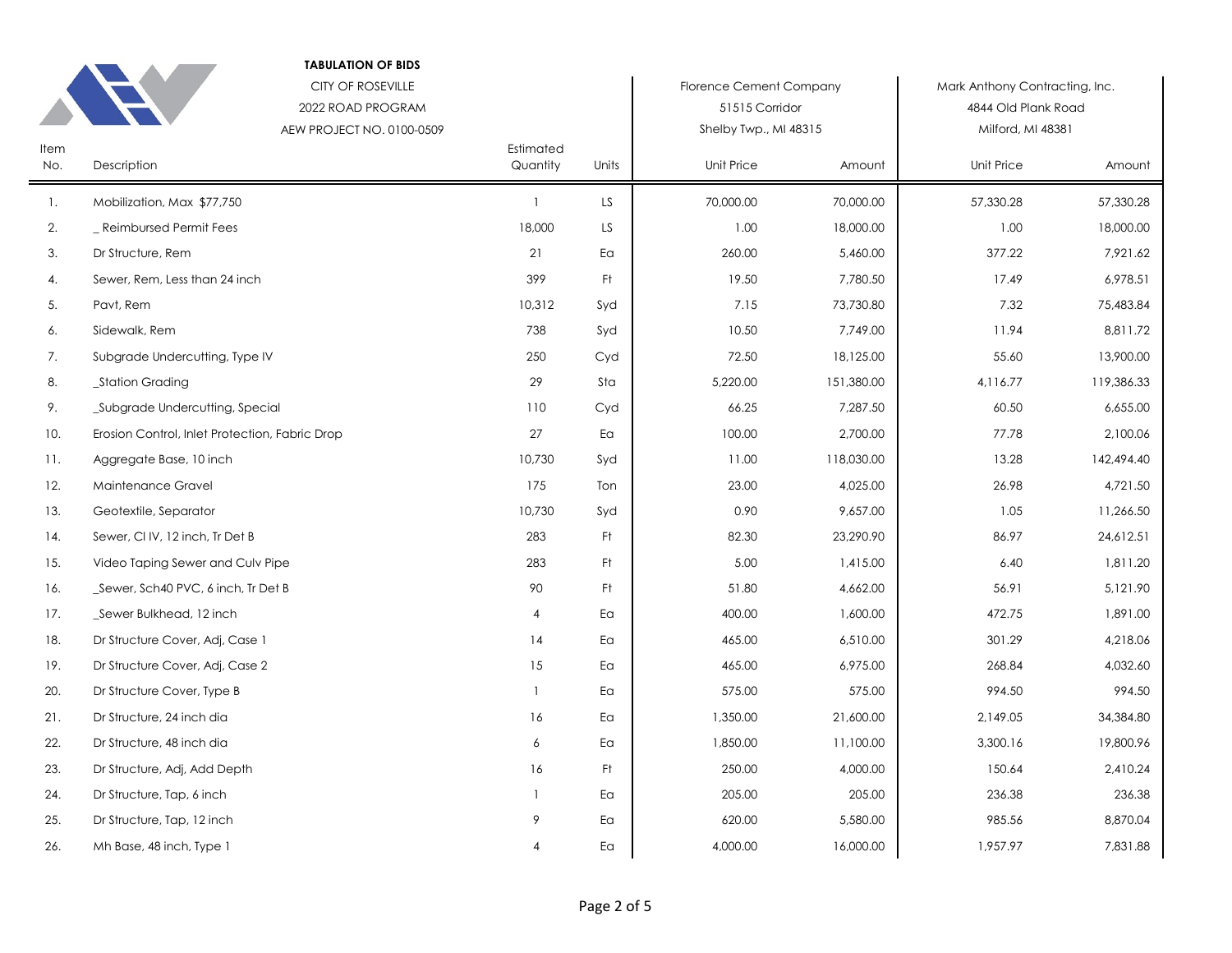**TABULATION OF BIDS**

CITY OF ROSEVILLE

2022 ROAD PROGRAM

AEW PROJECT NO. 0100-0509

| | | | | Florence Cement Company | | Mark Anthony Contracting, Inc. | |
|---|---|---|---|---|---|---|---|
| | | | | 51515 Corridor | | 4844 Old Plank Road | |
| | | | | Shelby Twp., MI 48315 | | Milford, MI 48381 | |
| Item No. | Description | Estimated Quantity | Units | Unit Price | Amount | Unit Price | Amount |
| 1. | Mobilization, Max $77,750 | 1 | LS | 70,000.00 | 70,000.00 | 57,330.28 | 57,330.28 |
| 2. | _ Reimbursed Permit Fees | 18,000 | LS | 1.00 | 18,000.00 | 1.00 | 18,000.00 |
| 3. | Dr Structure, Rem | 21 | Ea | 260.00 | 5,460.00 | 377.22 | 7,921.62 |
| 4. | Sewer, Rem, Less than 24 inch | 399 | Ft | 19.50 | 7,780.50 | 17.49 | 6,978.51 |
| 5. | Pavt, Rem | 10,312 | Syd | 7.15 | 73,730.80 | 7.32 | 75,483.84 |
| 6. | Sidewalk, Rem | 738 | Syd | 10.50 | 7,749.00 | 11.94 | 8,811.72 |
| 7. | Subgrade Undercutting, Type IV | 250 | Cyd | 72.50 | 18,125.00 | 55.60 | 13,900.00 |
| 8. | _Station Grading | 29 | Sta | 5,220.00 | 151,380.00 | 4,116.77 | 119,386.33 |
| 9. | _Subgrade Undercutting, Special | 110 | Cyd | 66.25 | 7,287.50 | 60.50 | 6,655.00 |
| 10. | Erosion Control, Inlet Protection, Fabric Drop | 27 | Ea | 100.00 | 2,700.00 | 77.78 | 2,100.06 |
| 11. | Aggregate Base, 10 inch | 10,730 | Syd | 11.00 | 118,030.00 | 13.28 | 142,494.40 |
| 12. | Maintenance Gravel | 175 | Ton | 23.00 | 4,025.00 | 26.98 | 4,721.50 |
| 13. | Geotextile, Separator | 10,730 | Syd | 0.90 | 9,657.00 | 1.05 | 11,266.50 |
| 14. | Sewer, Cl IV, 12 inch, Tr Det B | 283 | Ft | 82.30 | 23,290.90 | 86.97 | 24,612.51 |
| 15. | Video Taping Sewer and Culv Pipe | 283 | Ft | 5.00 | 1,415.00 | 6.40 | 1,811.20 |
| 16. | _Sewer, Sch40 PVC, 6 inch, Tr Det B | 90 | Ft | 51.80 | 4,662.00 | 56.91 | 5,121.90 |
| 17. | _Sewer Bulkhead, 12 inch | 4 | Ea | 400.00 | 1,600.00 | 472.75 | 1,891.00 |
| 18. | Dr Structure Cover, Adj, Case 1 | 14 | Ea | 465.00 | 6,510.00 | 301.29 | 4,218.06 |
| 19. | Dr Structure Cover, Adj, Case 2 | 15 | Ea | 465.00 | 6,975.00 | 268.84 | 4,032.60 |
| 20. | Dr Structure Cover, Type B | 1 | Ea | 575.00 | 575.00 | 994.50 | 994.50 |
| 21. | Dr Structure, 24 inch dia | 16 | Ea | 1,350.00 | 21,600.00 | 2,149.05 | 34,384.80 |
| 22. | Dr Structure, 48 inch dia | 6 | Ea | 1,850.00 | 11,100.00 | 3,300.16 | 19,800.96 |
| 23. | Dr Structure, Adj, Add Depth | 16 | Ft | 250.00 | 4,000.00 | 150.64 | 2,410.24 |
| 24. | Dr Structure, Tap, 6 inch | 1 | Ea | 205.00 | 205.00 | 236.38 | 236.38 |
| 25. | Dr Structure, Tap, 12 inch | 9 | Ea | 620.00 | 5,580.00 | 985.56 | 8,870.04 |
| 26. | Mh Base, 48 inch, Type 1 | 4 | Ea | 4,000.00 | 16,000.00 | 1,957.97 | 7,831.88 |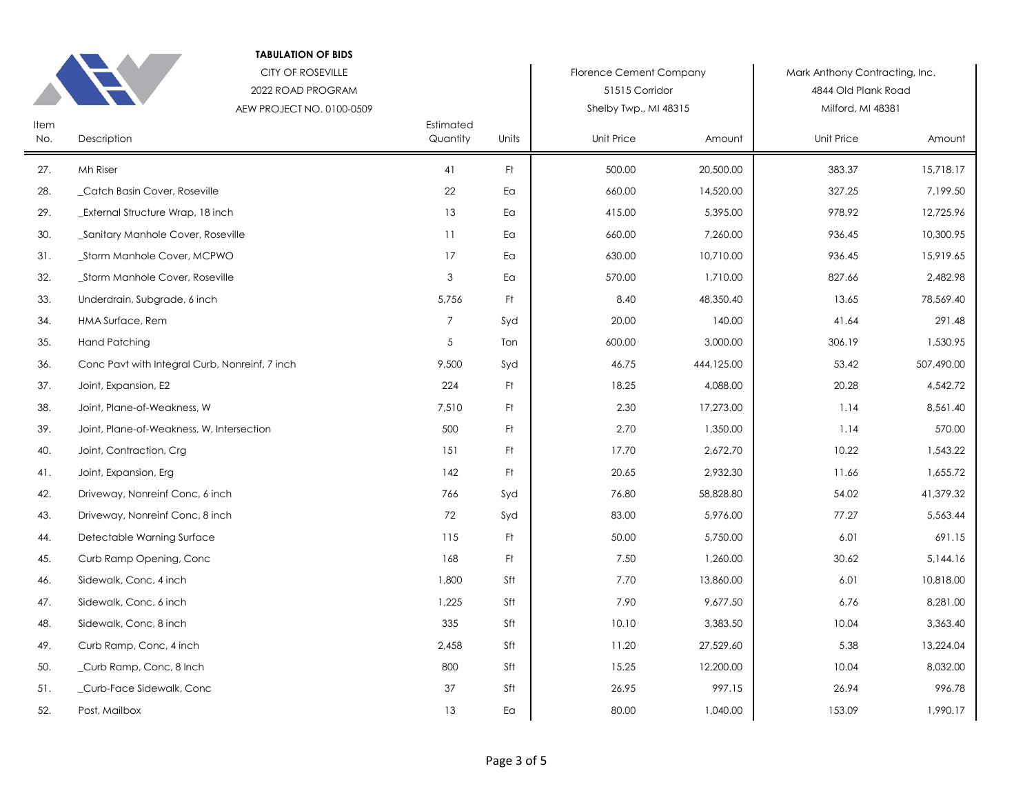**TABULATION OF BIDS**

CITY OF ROSEVILLE

2022 ROAD PROGRAM

AEW PROJECT NO. 0100-0509

| Item No. | Description | Estimated Quantity | Units | Florence Cement Company<br>51515 Corridor<br>Shelby Twp., MI 48315<br>Unit Price | Amount | Mark Anthony Contracting, Inc.<br>4844 Old Plank Road<br>Milford, MI 48381<br>Unit Price | Amount |
|---|---|---|---|---|---|---|---|
| 27. | Mh Riser | 41 | Ft | 500.00 | 20,500.00 | 383.37 | 15,718.17 |
| 28. | _Catch Basin Cover, Roseville | 22 | Ea | 660.00 | 14,520.00 | 327.25 | 7,199.50 |
| 29. | _External Structure Wrap, 18 inch | 13 | Ea | 415.00 | 5,395.00 | 978.92 | 12,725.96 |
| 30. | _Sanitary Manhole Cover, Roseville | 11 | Ea | 660.00 | 7,260.00 | 936.45 | 10,300.95 |
| 31. | _Storm Manhole Cover, MCPWO | 17 | Ea | 630.00 | 10,710.00 | 936.45 | 15,919.65 |
| 32. | _Storm Manhole Cover, Roseville | 3 | Ea | 570.00 | 1,710.00 | 827.66 | 2,482.98 |
| 33. | Underdrain, Subgrade, 6 inch | 5,756 | Ft | 8.40 | 48,350.40 | 13.65 | 78,569.40 |
| 34. | HMA Surface, Rem | 7 | Syd | 20.00 | 140.00 | 41.64 | 291.48 |
| 35. | Hand Patching | 5 | Ton | 600.00 | 3,000.00 | 306.19 | 1,530.95 |
| 36. | Conc Pavt with Integral Curb, Nonreinf, 7 inch | 9,500 | Syd | 46.75 | 444,125.00 | 53.42 | 507,490.00 |
| 37. | Joint, Expansion, E2 | 224 | Ft | 18.25 | 4,088.00 | 20.28 | 4,542.72 |
| 38. | Joint, Plane-of-Weakness, W | 7,510 | Ft | 2.30 | 17,273.00 | 1.14 | 8,561.40 |
| 39. | Joint, Plane-of-Weakness, W, Intersection | 500 | Ft | 2.70 | 1,350.00 | 1.14 | 570.00 |
| 40. | Joint, Contraction, Crg | 151 | Ft | 17.70 | 2,672.70 | 10.22 | 1,543.22 |
| 41. | Joint, Expansion, Erg | 142 | Ft | 20.65 | 2,932.30 | 11.66 | 1,655.72 |
| 42. | Driveway, Nonreinf Conc, 6 inch | 766 | Syd | 76.80 | 58,828.80 | 54.02 | 41,379.32 |
| 43. | Driveway, Nonreinf Conc, 8 inch | 72 | Syd | 83.00 | 5,976.00 | 77.27 | 5,563.44 |
| 44. | Detectable Warning Surface | 115 | Ft | 50.00 | 5,750.00 | 6.01 | 691.15 |
| 45. | Curb Ramp Opening, Conc | 168 | Ft | 7.50 | 1,260.00 | 30.62 | 5,144.16 |
| 46. | Sidewalk, Conc, 4 inch | 1,800 | Sft | 7.70 | 13,860.00 | 6.01 | 10,818.00 |
| 47. | Sidewalk, Conc, 6 inch | 1,225 | Sft | 7.90 | 9,677.50 | 6.76 | 8,281.00 |
| 48. | Sidewalk, Conc, 8 inch | 335 | Sft | 10.10 | 3,383.50 | 10.04 | 3,363.40 |
| 49. | Curb Ramp, Conc, 4 inch | 2,458 | Sft | 11.20 | 27,529.60 | 5.38 | 13,224.04 |
| 50. | _Curb Ramp, Conc, 8 Inch | 800 | Sft | 15.25 | 12,200.00 | 10.04 | 8,032.00 |
| 51. | _Curb-Face Sidewalk, Conc | 37 | Sft | 26.95 | 997.15 | 26.94 | 996.78 |
| 52. | Post, Mailbox | 13 | Ea | 80.00 | 1,040.00 | 153.09 | 1,990.17 |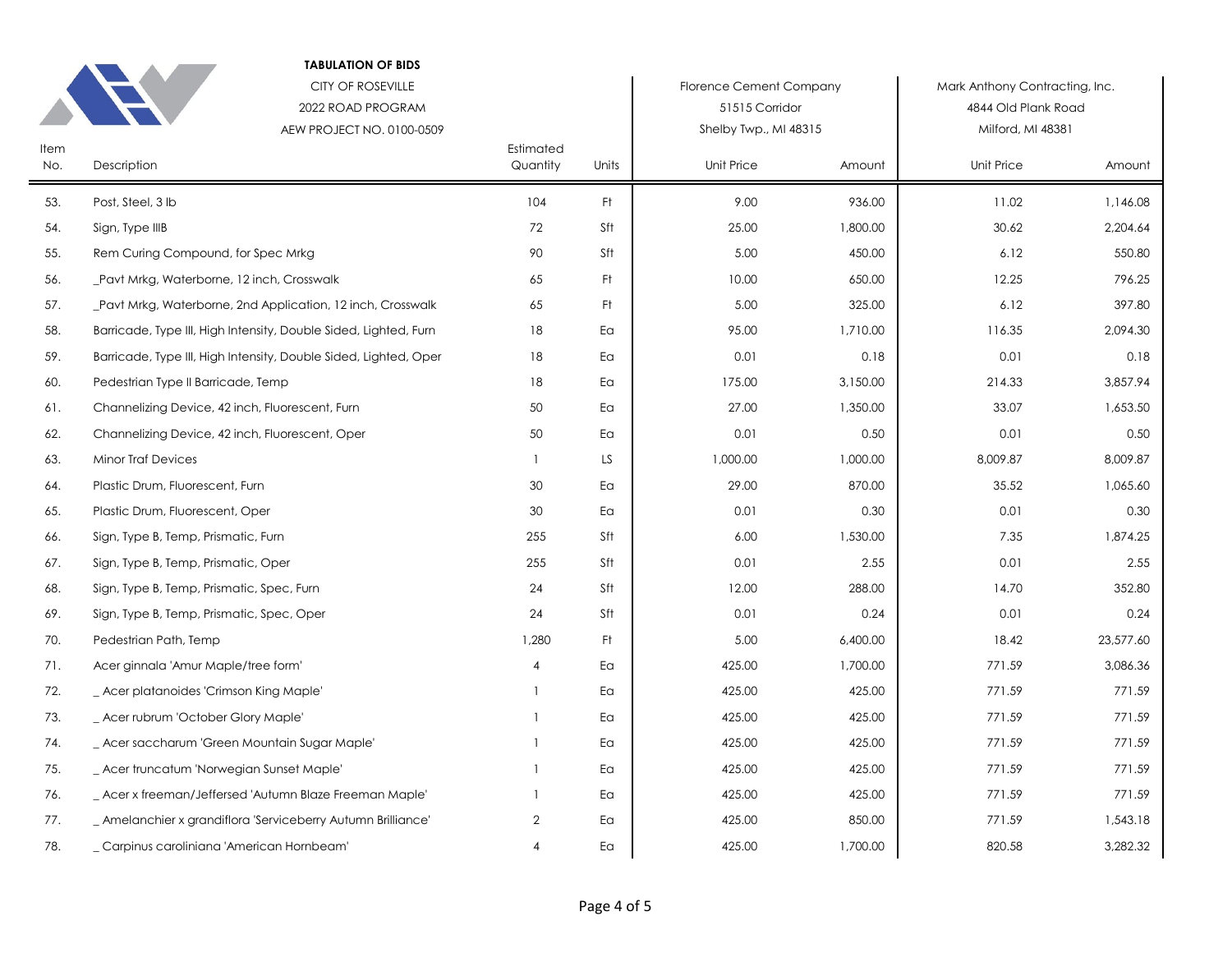**TABULATION OF BIDS**

CITY OF ROSEVILLE
2022 ROAD PROGRAM
AEW PROJECT NO. 0100-0509

| Item No. | Description | Estimated Quantity | Units | Florence Cement Company, 51515 Corridor, Shelby Twp., MI 48315 | | Mark Anthony Contracting, Inc., 4844 Old Plank Road, Milford, MI 48381 | |
|---|---|---|---|---|---|---|---|
| | | | | Unit Price | Amount | Unit Price | Amount |
| 53. | Post, Steel, 3 lb | 104 | Ft | 9.00 | 936.00 | 11.02 | 1,146.08 |
| 54. | Sign, Type IIIB | 72 | Sft | 25.00 | 1,800.00 | 30.62 | 2,204.64 |
| 55. | Rem Curing Compound, for Spec Mrkg | 90 | Sft | 5.00 | 450.00 | 6.12 | 550.80 |
| 56. | _Pavt Mrkg, Waterborne, 12 inch, Crosswalk | 65 | Ft | 10.00 | 650.00 | 12.25 | 796.25 |
| 57. | _Pavt Mrkg, Waterborne, 2nd Application, 12 inch, Crosswalk | 65 | Ft | 5.00 | 325.00 | 6.12 | 397.80 |
| 58. | Barricade, Type III, High Intensity, Double Sided, Lighted, Furn | 18 | Ea | 95.00 | 1,710.00 | 116.35 | 2,094.30 |
| 59. | Barricade, Type III, High Intensity, Double Sided, Lighted, Oper | 18 | Ea | 0.01 | 0.18 | 0.01 | 0.18 |
| 60. | Pedestrian Type II Barricade, Temp | 18 | Ea | 175.00 | 3,150.00 | 214.33 | 3,857.94 |
| 61. | Channelizing Device, 42 inch, Fluorescent, Furn | 50 | Ea | 27.00 | 1,350.00 | 33.07 | 1,653.50 |
| 62. | Channelizing Device, 42 inch, Fluorescent, Oper | 50 | Ea | 0.01 | 0.50 | 0.01 | 0.50 |
| 63. | Minor Traf Devices | 1 | LS | 1,000.00 | 1,000.00 | 8,009.87 | 8,009.87 |
| 64. | Plastic Drum, Fluorescent, Furn | 30 | Ea | 29.00 | 870.00 | 35.52 | 1,065.60 |
| 65. | Plastic Drum, Fluorescent, Oper | 30 | Ea | 0.01 | 0.30 | 0.01 | 0.30 |
| 66. | Sign, Type B, Temp, Prismatic, Furn | 255 | Sft | 6.00 | 1,530.00 | 7.35 | 1,874.25 |
| 67. | Sign, Type B, Temp, Prismatic, Oper | 255 | Sft | 0.01 | 2.55 | 0.01 | 2.55 |
| 68. | Sign, Type B, Temp, Prismatic, Spec, Furn | 24 | Sft | 12.00 | 288.00 | 14.70 | 352.80 |
| 69. | Sign, Type B, Temp, Prismatic, Spec, Oper | 24 | Sft | 0.01 | 0.24 | 0.01 | 0.24 |
| 70. | Pedestrian Path, Temp | 1,280 | Ft | 5.00 | 6,400.00 | 18.42 | 23,577.60 |
| 71. | Acer ginnala 'Amur Maple/tree form' | 4 | Ea | 425.00 | 1,700.00 | 771.59 | 3,086.36 |
| 72. | _ Acer platanoides 'Crimson King Maple' | 1 | Ea | 425.00 | 425.00 | 771.59 | 771.59 |
| 73. | _ Acer rubrum 'October Glory Maple' | 1 | Ea | 425.00 | 425.00 | 771.59 | 771.59 |
| 74. | _ Acer saccharum 'Green Mountain Sugar Maple' | 1 | Ea | 425.00 | 425.00 | 771.59 | 771.59 |
| 75. | _ Acer truncatum 'Norwegian Sunset Maple' | 1 | Ea | 425.00 | 425.00 | 771.59 | 771.59 |
| 76. | _ Acer x freeman/Jeffersed 'Autumn Blaze Freeman Maple' | 1 | Ea | 425.00 | 425.00 | 771.59 | 771.59 |
| 77. | _ Amelanchier x grandiflora 'Serviceberry Autumn Brilliance' | 2 | Ea | 425.00 | 850.00 | 771.59 | 1,543.18 |
| 78. | _ Carpinus caroliniana 'American Hornbeam' | 4 | Ea | 425.00 | 1,700.00 | 820.58 | 3,282.32 |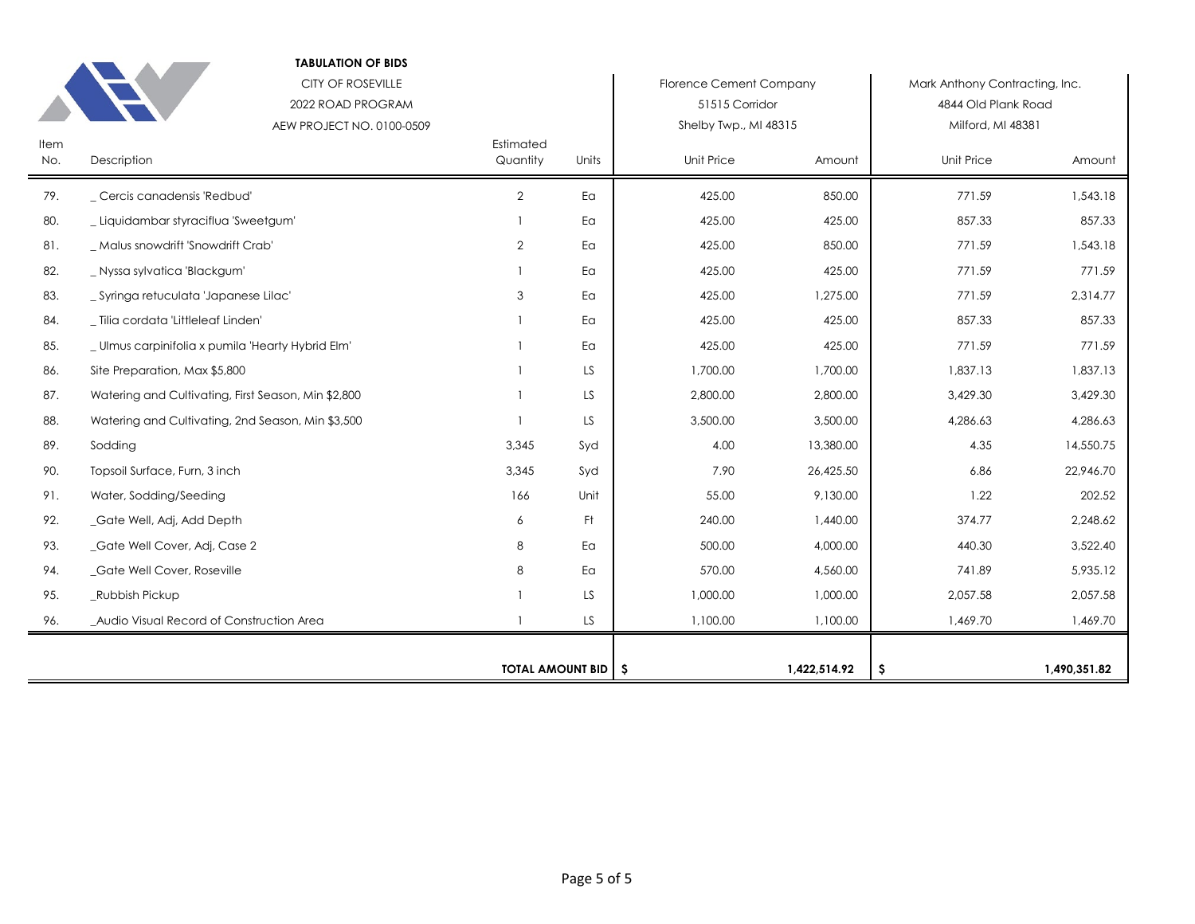**TABULATION OF BIDS**

CITY OF ROSEVILLE

2022 ROAD PROGRAM

AEW PROJECT NO. 0100-0509

| | | | | Florence Cement Company<br>51515 Corridor<br>Shelby Twp., MI 48315 | | Mark Anthony Contracting, Inc.<br>4844 Old Plank Road<br>Milford, MI 48381 | |
|---|---|---|---|---|---|---|---|
| Item No. | Description | Estimated Quantity | Units | Unit Price | Amount | Unit Price | Amount |
| 79. | _ Cercis canadensis 'Redbud' | 2 | Ea | 425.00 | 850.00 | 771.59 | 1,543.18 |
| 80. | _ Liquidambar styraciflua 'Sweetgum' | 1 | Ea | 425.00 | 425.00 | 857.33 | 857.33 |
| 81. | _ Malus snowdrift 'Snowdrift Crab' | 2 | Ea | 425.00 | 850.00 | 771.59 | 1,543.18 |
| 82. | _ Nyssa sylvatica 'Blackgum' | 1 | Ea | 425.00 | 425.00 | 771.59 | 771.59 |
| 83. | _ Syringa retuculata 'Japanese Lilac' | 3 | Ea | 425.00 | 1,275.00 | 771.59 | 2,314.77 |
| 84. | _ Tilia cordata 'Littleleaf Linden' | 1 | Ea | 425.00 | 425.00 | 857.33 | 857.33 |
| 85. | _ Ulmus carpinifolia x pumila 'Hearty Hybrid Elm' | 1 | Ea | 425.00 | 425.00 | 771.59 | 771.59 |
| 86. | Site Preparation, Max $5,800 | 1 | LS | 1,700.00 | 1,700.00 | 1,837.13 | 1,837.13 |
| 87. | Watering and Cultivating, First Season, Min $2,800 | 1 | LS | 2,800.00 | 2,800.00 | 3,429.30 | 3,429.30 |
| 88. | Watering and Cultivating, 2nd Season, Min $3,500 | 1 | LS | 3,500.00 | 3,500.00 | 4,286.63 | 4,286.63 |
| 89. | Sodding | 3,345 | Syd | 4.00 | 13,380.00 | 4.35 | 14,550.75 |
| 90. | Topsoil Surface, Furn, 3 inch | 3,345 | Syd | 7.90 | 26,425.50 | 6.86 | 22,946.70 |
| 91. | Water, Sodding/Seeding | 166 | Unit | 55.00 | 9,130.00 | 1.22 | 202.52 |
| 92. | _Gate Well, Adj, Add Depth | 6 | Ft | 240.00 | 1,440.00 | 374.77 | 2,248.62 |
| 93. | _Gate Well Cover, Adj, Case 2 | 8 | Ea | 500.00 | 4,000.00 | 440.30 | 3,522.40 |
| 94. | _Gate Well Cover, Roseville | 8 | Ea | 570.00 | 4,560.00 | 741.89 | 5,935.12 |
| 95. | _Rubbish Pickup | 1 | LS | 1,000.00 | 1,000.00 | 2,057.58 | 2,057.58 |
| 96. | _Audio Visual Record of Construction Area | 1 | LS | 1,100.00 | 1,100.00 | 1,469.70 | 1,469.70 |
| | | **TOTAL AMOUNT BID** | | **$** | **1,422,514.92** | **$** | **1,490,351.82** |